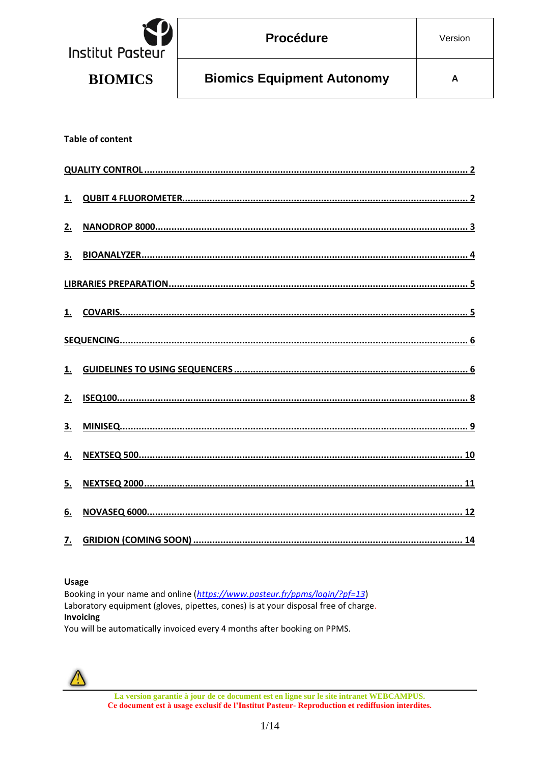| BIOMICS | Procédure | Version |
|---|---|---|
| | Biomics Equipment Autonomy | A |

**Table of content**

QUALITY CONTROL ........................................................................................ 2

1. QUBIT 4 FLUOROMETER........................................................................ 2

2. NANODROP 8000.................................................................................... 3

3. BIOANALYZER.......................................................................................... 4

LIBRARIES PREPARATION................................................................................ 5

1. COVARIS.................................................................................................. 5

SEQUENCING..................................................................................................... 6

1. GUIDELINES TO USING SEQUENCERS ................................................... 6

2. ISEQ100.................................................................................................. 8

3. MINISEQ.................................................................................................. 9

4. NEXTSEQ 500.......................................................................................... 10

5. NEXTSEQ 2000........................................................................................ 11

6. NOVASEQ 6000....................................................................................... 12

7. GRIDION (COMING SOON) ...................................................................... 14

**Usage**

Booking in your name and online (*https://www.pasteur.fr/ppms/login/?pf=13*)

Laboratory equipment (gloves, pipettes, cones) is at your disposal free of charge.

**Invoicing**

You will be automatically invoiced every 4 months after booking on PPMS.

**La version garantie à jour de ce document est en ligne sur le site intranet WEBCAMPUS.**
**Ce document est à usage exclusif de l'Institut Pasteur- Reproduction et rediffusion interdites.**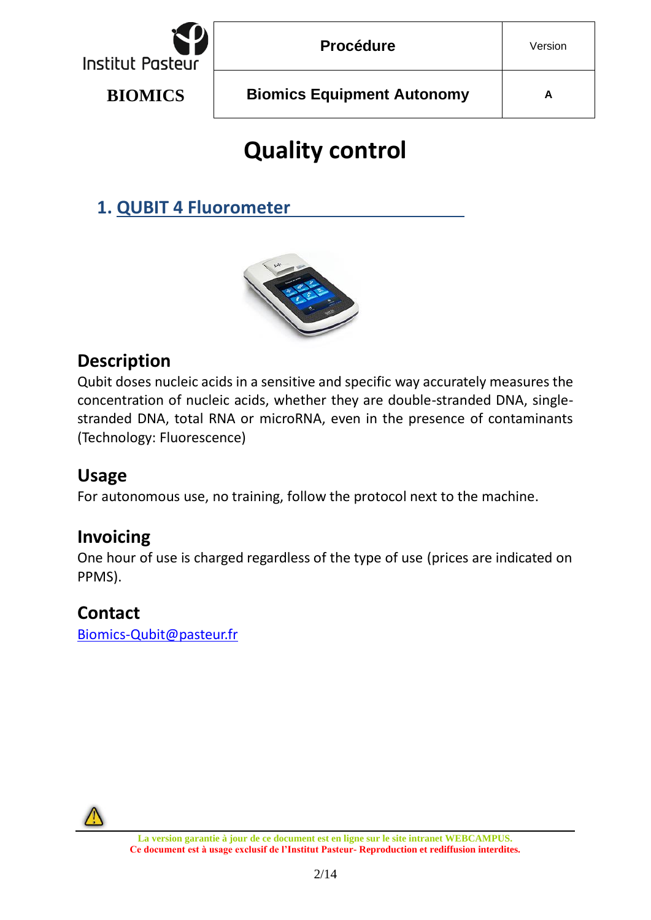# Quality control

## 1. QUBIT 4 Fluorometer

### Description

Qubit doses nucleic acids in a sensitive and specific way accurately measures the concentration of nucleic acids, whether they are double-stranded DNA, single-stranded DNA, total RNA or microRNA, even in the presence of contaminants (Technology: Fluorescence)

### Usage

For autonomous use, no training, follow the protocol next to the machine.

### Invoicing

One hour of use is charged regardless of the type of use (prices are indicated on PPMS).

### Contact

Biomics-Qubit@pasteur.fr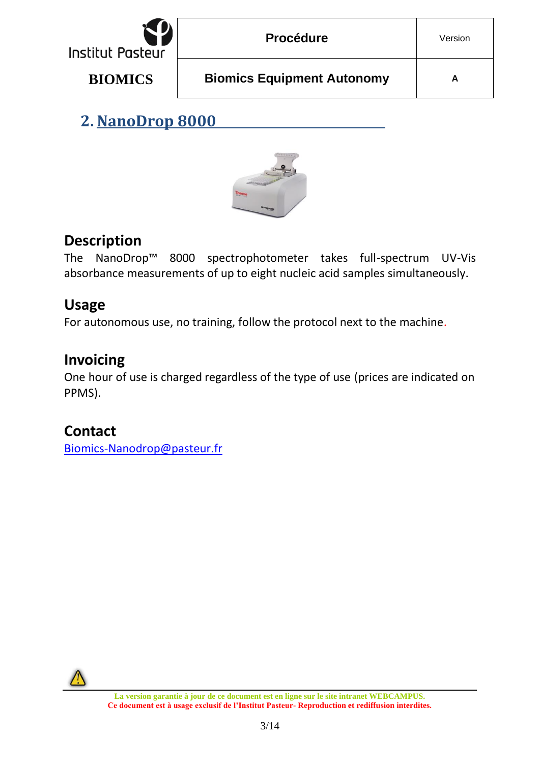## 2. NanoDrop 8000

### Description

The NanoDrop™ 8000 spectrophotometer takes full-spectrum UV-Vis absorbance measurements of up to eight nucleic acid samples simultaneously.

### Usage

For autonomous use, no training, follow the protocol next to the machine.

### Invoicing

One hour of use is charged regardless of the type of use (prices are indicated on PPMS).

### Contact

Biomics-Nanodrop@pasteur.fr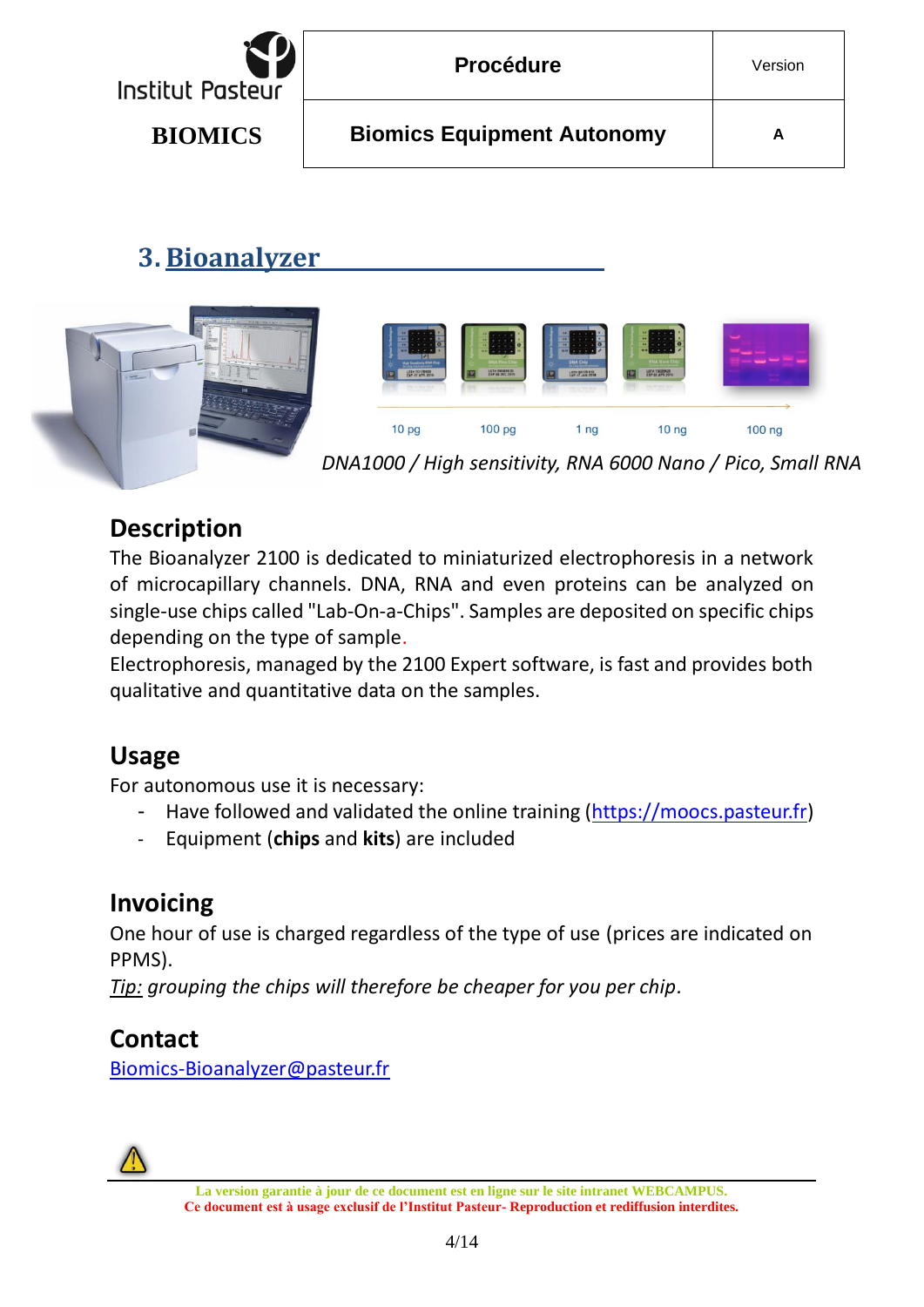## 3. Bioanalyzer

10 pg | 100 pg | 1 ng | 10 ng | 100 ng

*DNA1000 / High sensitivity, RNA 6000 Nano / Pico, Small RNA*

### Description

The Bioanalyzer 2100 is dedicated to miniaturized electrophoresis in a network of microcapillary channels. DNA, RNA and even proteins can be analyzed on single-use chips called "Lab-On-a-Chips". Samples are deposited on specific chips depending on the type of sample.

Electrophoresis, managed by the 2100 Expert software, is fast and provides both qualitative and quantitative data on the samples.

### Usage

For autonomous use it is necessary:

- Have followed and validated the online training (https://moocs.pasteur.fr)
- Equipment (**chips** and **kits**) are included

### Invoicing

One hour of use is charged regardless of the type of use (prices are indicated on PPMS).

*Tip: grouping the chips will therefore be cheaper for you per chip.*

### Contact

Biomics-Bioanalyzer@pasteur.fr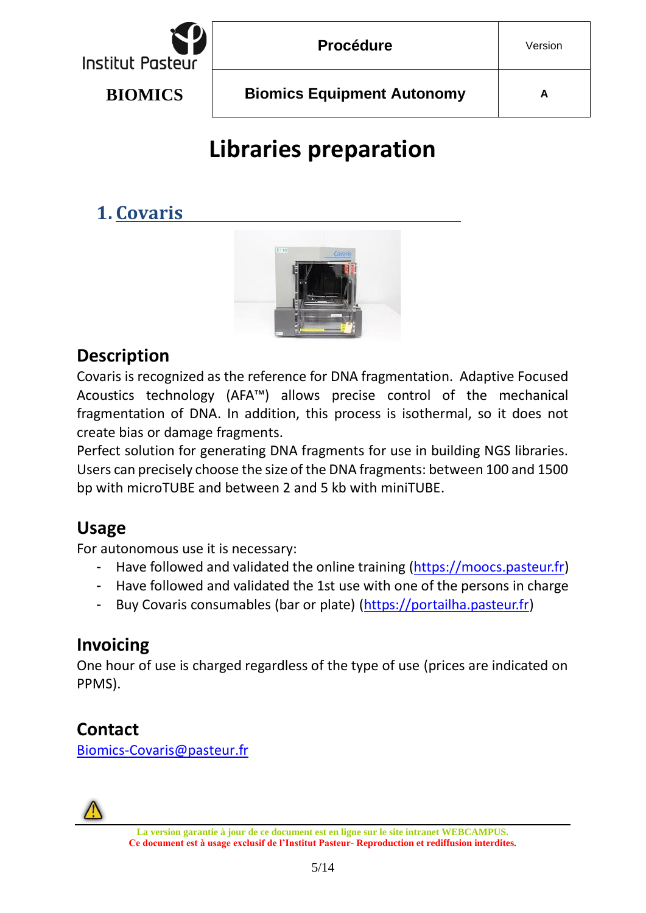# Libraries preparation

## 1. Covaris

### Description

Covaris is recognized as the reference for DNA fragmentation. Adaptive Focused Acoustics technology (AFA™) allows precise control of the mechanical fragmentation of DNA. In addition, this process is isothermal, so it does not create bias or damage fragments.

Perfect solution for generating DNA fragments for use in building NGS libraries. Users can precisely choose the size of the DNA fragments: between 100 and 1500 bp with microTUBE and between 2 and 5 kb with miniTUBE.

### Usage

For autonomous use it is necessary:

- Have followed and validated the online training (https://moocs.pasteur.fr)
- Have followed and validated the 1st use with one of the persons in charge
- Buy Covaris consumables (bar or plate) (https://portailha.pasteur.fr)

### Invoicing

One hour of use is charged regardless of the type of use (prices are indicated on PPMS).

### Contact

Biomics-Covaris@pasteur.fr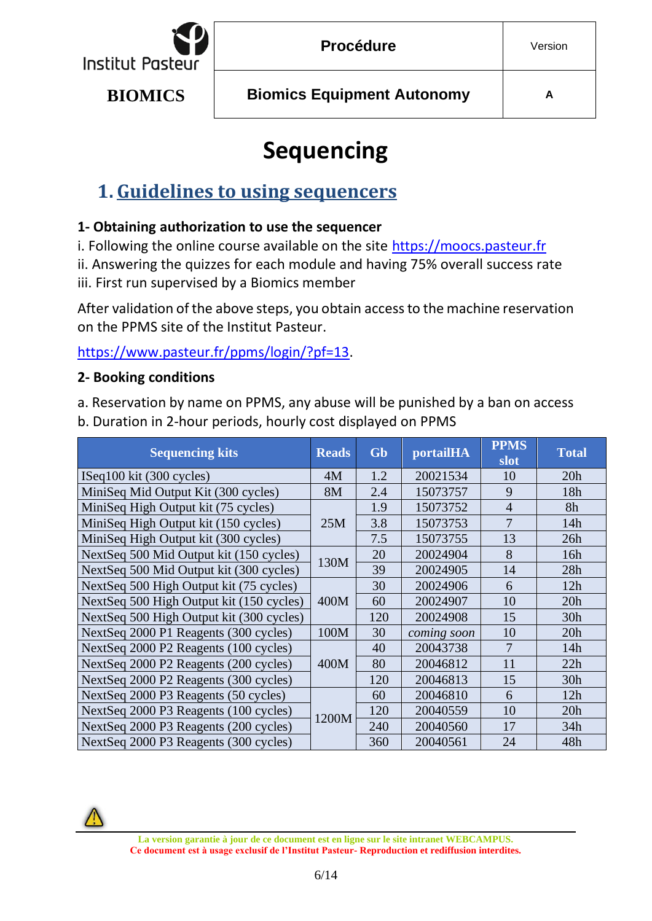# Sequencing

## 1. Guidelines to using sequencers

### 1- Obtaining authorization to use the sequencer

i. Following the online course available on the site https://moocs.pasteur.fr
ii. Answering the quizzes for each module and having 75% overall success rate
iii. First run supervised by a Biomics member

After validation of the above steps, you obtain access to the machine reservation on the PPMS site of the Institut Pasteur.

https://www.pasteur.fr/ppms/login/?pf=13.

### 2- Booking conditions

a. Reservation by name on PPMS, any abuse will be punished by a ban on access
b. Duration in 2-hour periods, hourly cost displayed on PPMS

| Sequencing kits | Reads | Gb | portailHA | PPMS slot | Total |
|---|---|---|---|---|---|
| ISeq100 kit (300 cycles) | 4M | 1.2 | 20021534 | 10 | 20h |
| MiniSeq Mid Output Kit (300 cycles) | 8M | 2.4 | 15073757 | 9 | 18h |
| MiniSeq High Output kit (75 cycles) | 25M | 1.9 | 15073752 | 4 | 8h |
| MiniSeq High Output kit (150 cycles) | | 3.8 | 15073753 | 7 | 14h |
| MiniSeq High Output kit (300 cycles) | | 7.5 | 15073755 | 13 | 26h |
| NextSeq 500 Mid Output kit (150 cycles) | 130M | 20 | 20024904 | 8 | 16h |
| NextSeq 500 Mid Output kit (300 cycles) | | 39 | 20024905 | 14 | 28h |
| NextSeq 500 High Output kit (75 cycles) | 400M | 30 | 20024906 | 6 | 12h |
| NextSeq 500 High Output kit (150 cycles) | | 60 | 20024907 | 10 | 20h |
| NextSeq 500 High Output kit (300 cycles) | | 120 | 20024908 | 15 | 30h |
| NextSeq 2000 P1 Reagents (300 cycles) | 100M | 30 | *coming soon* | 10 | 20h |
| NextSeq 2000 P2 Reagents (100 cycles) | 400M | 40 | 20043738 | 7 | 14h |
| NextSeq 2000 P2 Reagents (200 cycles) | | 80 | 20046812 | 11 | 22h |
| NextSeq 2000 P2 Reagents (300 cycles) | | 120 | 20046813 | 15 | 30h |
| NextSeq 2000 P3 Reagents (50 cycles) | 1200M | 60 | 20046810 | 6 | 12h |
| NextSeq 2000 P3 Reagents (100 cycles) | | 120 | 20040559 | 10 | 20h |
| NextSeq 2000 P3 Reagents (200 cycles) | | 240 | 20040560 | 17 | 34h |
| NextSeq 2000 P3 Reagents (300 cycles) | | 360 | 20040561 | 24 | 48h |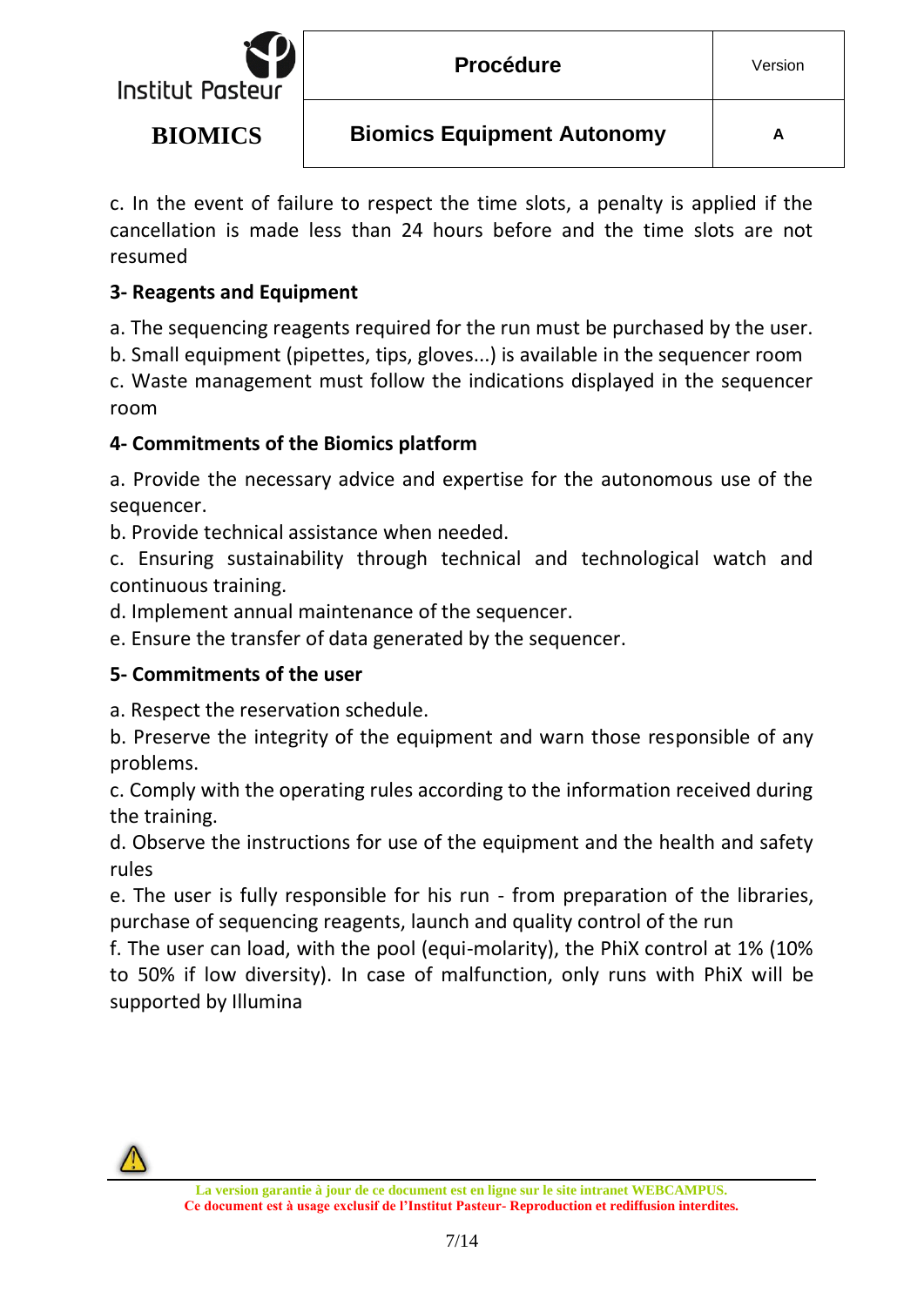c. In the event of failure to respect the time slots, a penalty is applied if the cancellation is made less than 24 hours before and the time slots are not resumed

**3- Reagents and Equipment**

a. The sequencing reagents required for the run must be purchased by the user.
b. Small equipment (pipettes, tips, gloves...) is available in the sequencer room
c. Waste management must follow the indications displayed in the sequencer room

**4- Commitments of the Biomics platform**

a. Provide the necessary advice and expertise for the autonomous use of the sequencer.
b. Provide technical assistance when needed.
c. Ensuring sustainability through technical and technological watch and continuous training.
d. Implement annual maintenance of the sequencer.
e. Ensure the transfer of data generated by the sequencer.

**5- Commitments of the user**

a. Respect the reservation schedule.
b. Preserve the integrity of the equipment and warn those responsible of any problems.
c. Comply with the operating rules according to the information received during the training.
d. Observe the instructions for use of the equipment and the health and safety rules
e. The user is fully responsible for his run - from preparation of the libraries, purchase of sequencing reagents, launch and quality control of the run
f. The user can load, with the pool (equi-molarity), the PhiX control at 1% (10% to 50% if low diversity). In case of malfunction, only runs with PhiX will be supported by Illumina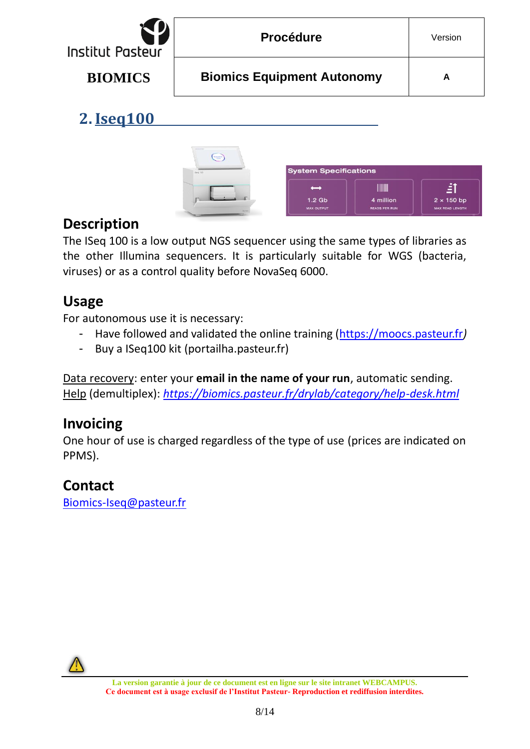## 2. Iseq100

### Description

The ISeq 100 is a low output NGS sequencer using the same types of libraries as the other Illumina sequencers. It is particularly suitable for WGS (bacteria, viruses) or as a control quality before NovaSeq 6000.

### Usage

For autonomous use it is necessary:

- Have followed and validated the online training (https://moocs.pasteur.fr)
- Buy a ISeq100 kit (portailha.pasteur.fr)

Data recovery: enter your **email in the name of your run**, automatic sending.
Help (demultiplex): *https://biomics.pasteur.fr/drylab/category/help-desk.html*

### Invoicing

One hour of use is charged regardless of the type of use (prices are indicated on PPMS).

### Contact

Biomics-Iseq@pasteur.fr

La version garantie à jour de ce document est en ligne sur le site intranet WEBCAMPUS.
Ce document est à usage exclusif de l'Institut Pasteur- Reproduction et rediffusion interdites.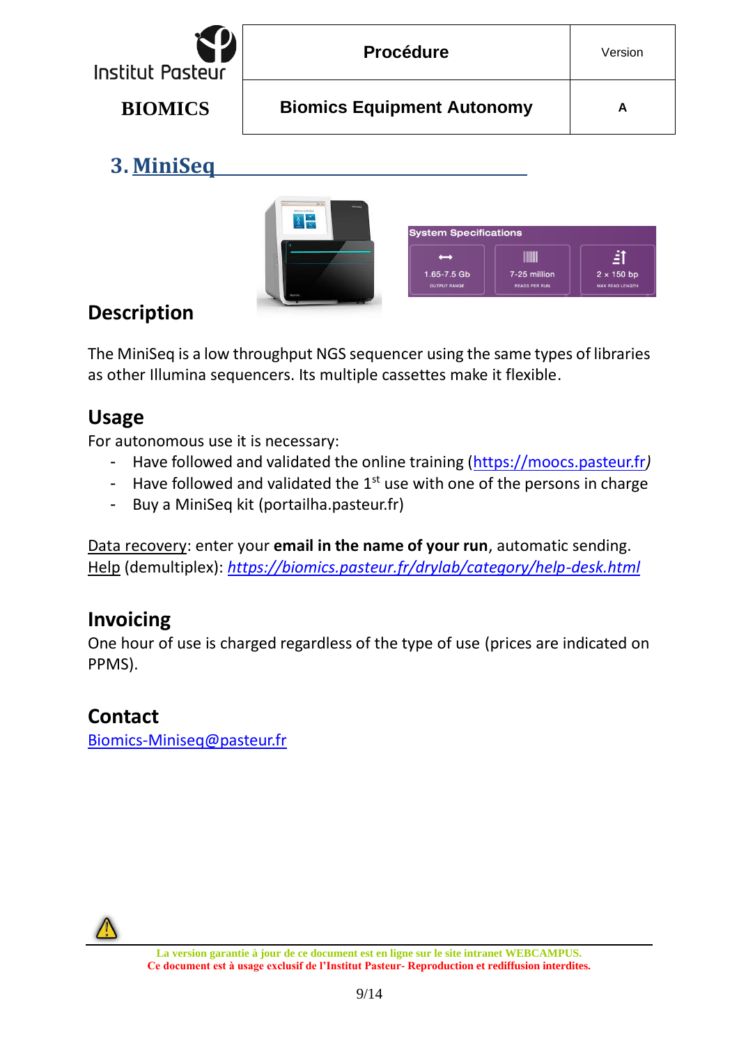## 3. MiniSeq

System Specifications

| 1.65-7.5 Gb | 7-25 million | 2 × 150 bp |
| --- | --- | --- |
| OUTPUT RANGE | READS PER RUN | MAX READ LENGTH |

### Description

The MiniSeq is a low throughput NGS sequencer using the same types of libraries as other Illumina sequencers. Its multiple cassettes make it flexible.

### Usage

For autonomous use it is necessary:

- Have followed and validated the online training (https://moocs.pasteur.fr)
- Have followed and validated the 1st use with one of the persons in charge
- Buy a MiniSeq kit (portailha.pasteur.fr)

Data recovery: enter your **email in the name of your run**, automatic sending.
Help (demultiplex): *https://biomics.pasteur.fr/drylab/category/help-desk.html*

### Invoicing

One hour of use is charged regardless of the type of use (prices are indicated on PPMS).

### Contact

Biomics-Miniseq@pasteur.fr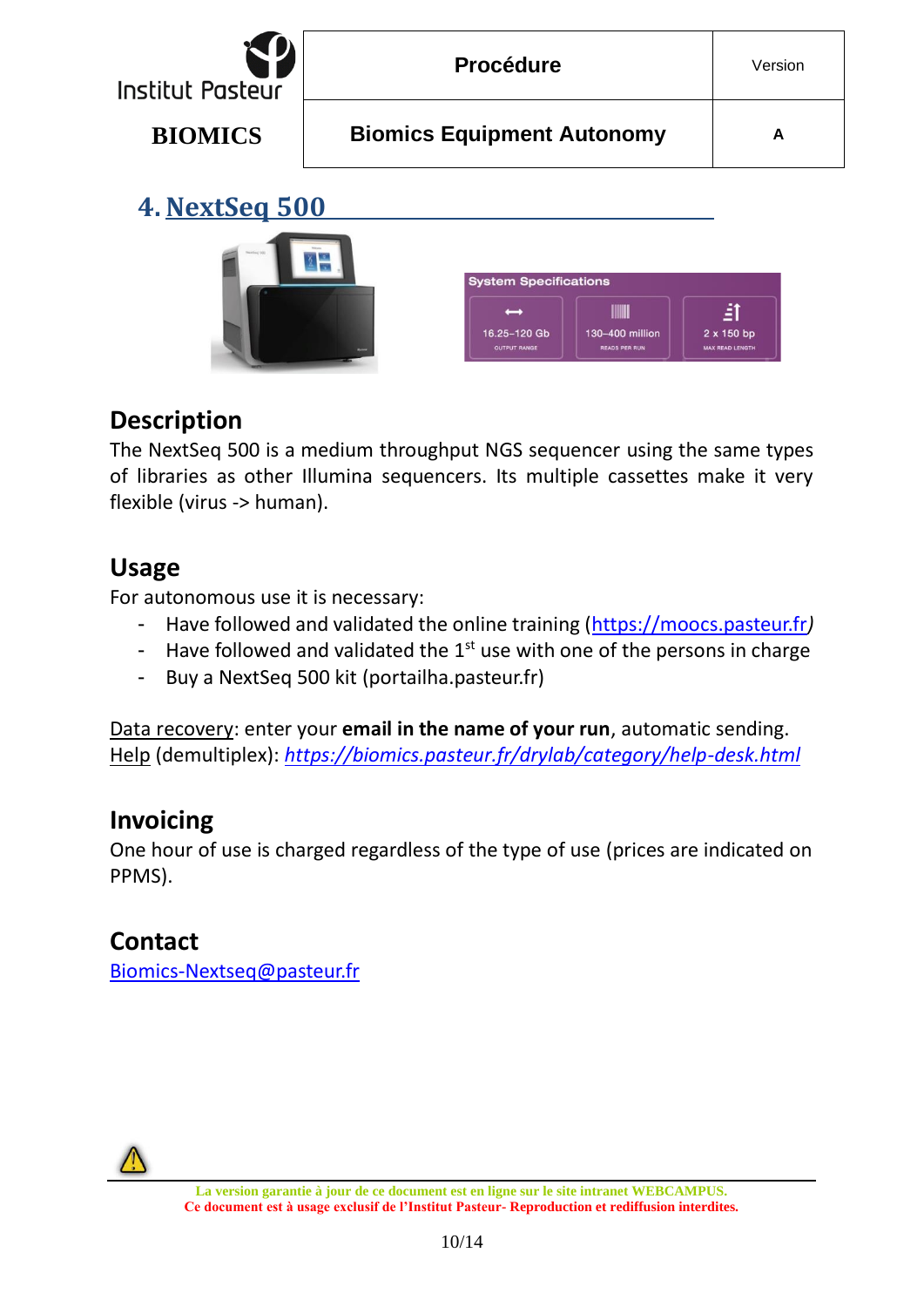## 4. NextSeq 500

| System Specifications | | |
|---|---|---|
| 16.25–120 Gb | 130–400 million | 2 x 150 bp |
| OUTPUT RANGE | READS PER RUN | MAX READ LENGTH |

### Description

The NextSeq 500 is a medium throughput NGS sequencer using the same types of libraries as other Illumina sequencers. Its multiple cassettes make it very flexible (virus -> human).

### Usage

For autonomous use it is necessary:

- Have followed and validated the online training (https://moocs.pasteur.fr*)*
- Have followed and validated the 1st use with one of the persons in charge
- Buy a NextSeq 500 kit (portailha.pasteur.fr)

Data recovery: enter your **email in the name of your run**, automatic sending.
Help (demultiplex): *https://biomics.pasteur.fr/drylab/category/help-desk.html*

### Invoicing

One hour of use is charged regardless of the type of use (prices are indicated on PPMS).

### Contact

Biomics-Nextseq@pasteur.fr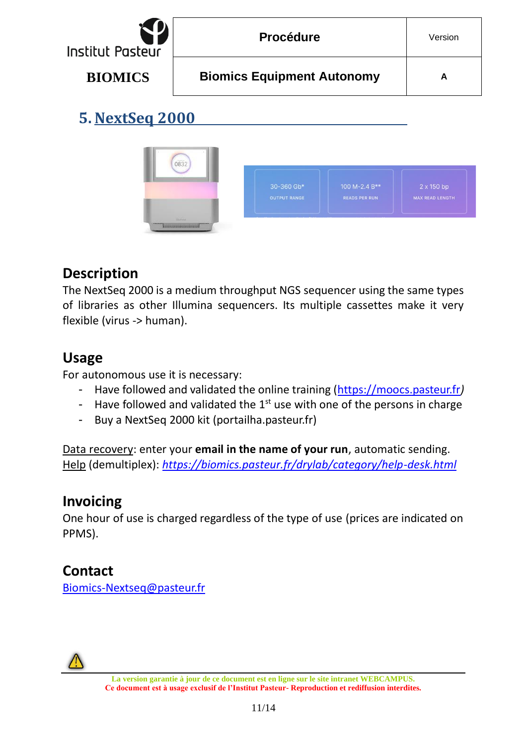## 5. NextSeq 2000

### Description

The NextSeq 2000 is a medium throughput NGS sequencer using the same types of libraries as other Illumina sequencers. Its multiple cassettes make it very flexible (virus -> human).

### Usage

For autonomous use it is necessary:

- Have followed and validated the online training (https://moocs.pasteur.fr*)*
- Have followed and validated the 1st use with one of the persons in charge
- Buy a NextSeq 2000 kit (portailha.pasteur.fr)

Data recovery: enter your **email in the name of your run**, automatic sending.
Help (demultiplex): *https://biomics.pasteur.fr/drylab/category/help-desk.html*

### Invoicing

One hour of use is charged regardless of the type of use (prices are indicated on PPMS).

### Contact

Biomics-Nextseq@pasteur.fr

**La version garantie à jour de ce document est en ligne sur le site intranet WEBCAMPUS.**
**Ce document est à usage exclusif de l'Institut Pasteur- Reproduction et rediffusion interdites.**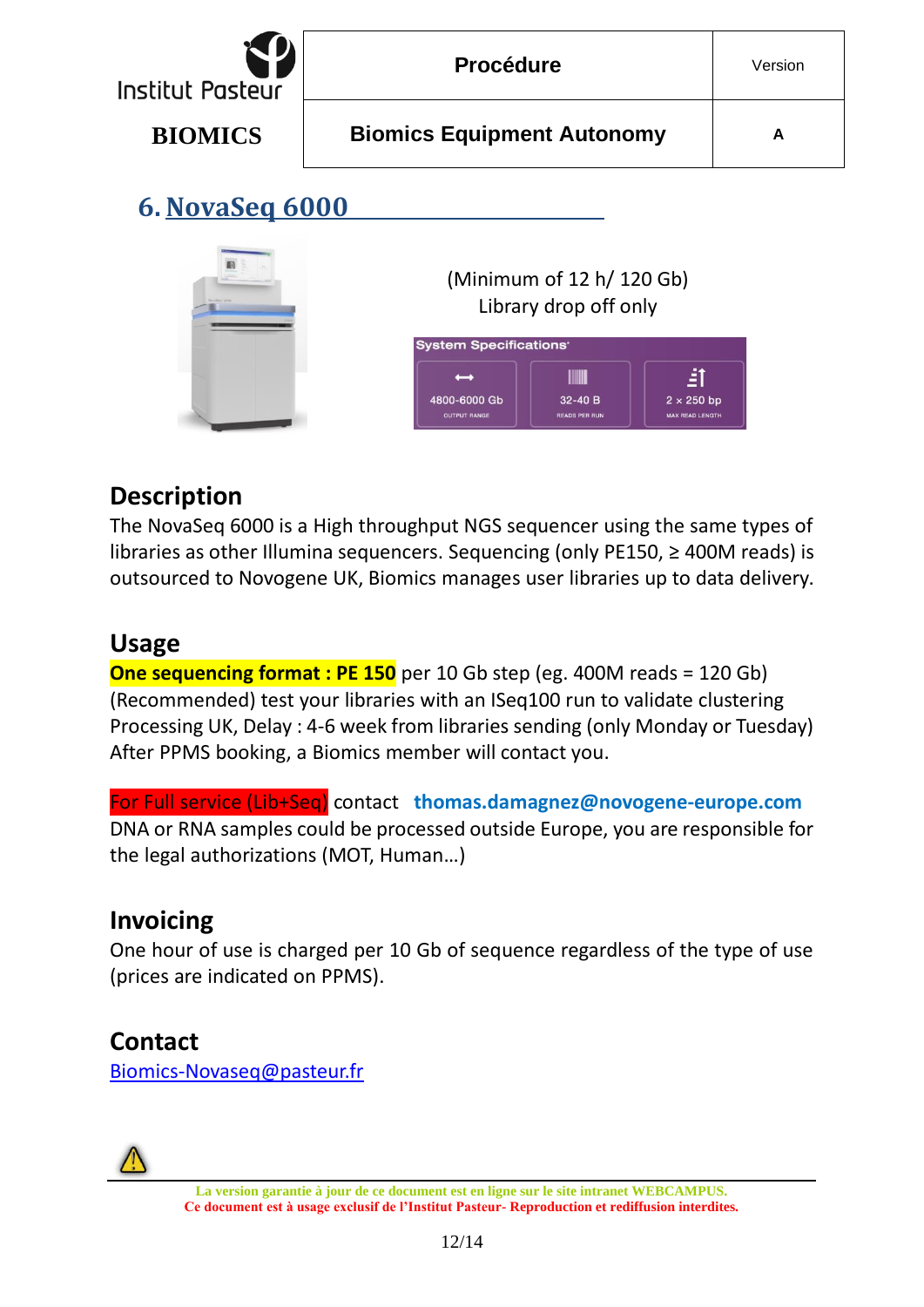## 6. NovaSeq 6000

(Minimum of 12 h/ 120 Gb)
Library drop off only

| System Specifications | | |
|---|---|---|
| 4800-6000 Gb | 32-40 B | 2 × 250 bp |
| OUTPUT RANGE | READS PER RUN | MAX READ LENGTH |

### Description

The NovaSeq 6000 is a High throughput NGS sequencer using the same types of libraries as other Illumina sequencers. Sequencing (only PE150, ≥ 400M reads) is outsourced to Novogene UK, Biomics manages user libraries up to data delivery.

### Usage

**One sequencing format : PE 150** per 10 Gb step (eg. 400M reads = 120 Gb)
(Recommended) test your libraries with an ISeq100 run to validate clustering
Processing UK, Delay : 4-6 week from libraries sending (only Monday or Tuesday)
After PPMS booking, a Biomics member will contact you.

For Full service (Lib+Seq) contact **thomas.damagnez@novogene-europe.com**
DNA or RNA samples could be processed outside Europe, you are responsible for the legal authorizations (MOT, Human…)

### Invoicing

One hour of use is charged per 10 Gb of sequence regardless of the type of use (prices are indicated on PPMS).

### Contact

Biomics-Novaseq@pasteur.fr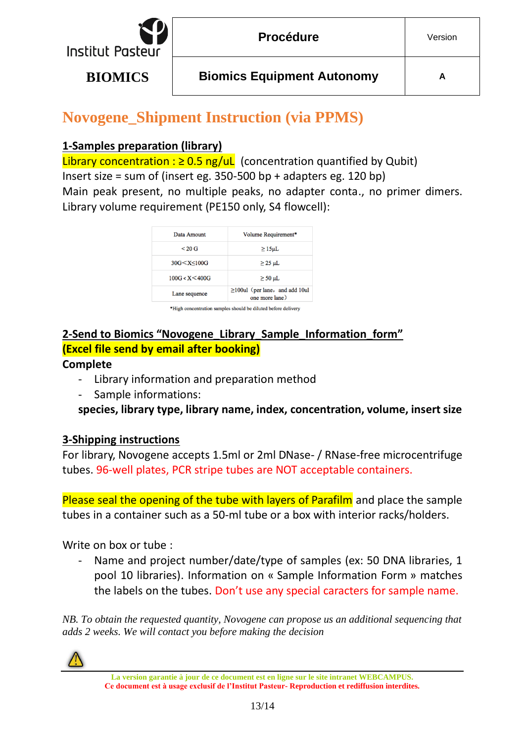| Institut Pasteur BIOMICS | Procédure | Version |
|---|---|---|
| | Biomics Equipment Autonomy | A |

# Novogene_Shipment Instruction (via PPMS)

## 1-Samples preparation (library)

Library concentration : ≥ 0.5 ng/uL (concentration quantified by Qubit)
Insert size = sum of (insert eg. 350-500 bp + adapters eg. 120 bp)
Main peak present, no multiple peaks, no adapter conta., no primer dimers.
Library volume requirement (PE150 only, S4 flowcell):

| Data Amount | Volume Requirement* |
|---|---|
| < 20 G | ≥ 15μL |
| 30G<X≤100G | ≥ 25 μL |
| 100G < X<400G | ≥ 50 μL |
| Lane sequence | ≥100ul（per lane，and add 10ul one more lane） |

*High concentration samples should be diluted before delivery

## 2-Send to Biomics "Novogene_Library_Sample_Information_form"

**(Excel file send by email after booking)**

**Complete**

- Library information and preparation method
- Sample informations:

**species, library type, library name, index, concentration, volume, insert size**

## 3-Shipping instructions

For library, Novogene accepts 1.5ml or 2ml DNase- / RNase-free microcentrifuge tubes. 96-well plates, PCR stripe tubes are NOT acceptable containers.

Please seal the opening of the tube with layers of Parafilm and place the sample tubes in a container such as a 50-ml tube or a box with interior racks/holders.

Write on box or tube :

- Name and project number/date/type of samples (ex: 50 DNA libraries, 1 pool 10 libraries). Information on « Sample Information Form » matches the labels on the tubes. Don't use any special caracters for sample name.

*NB. To obtain the requested quantity, Novogene can propose us an additional sequencing that adds 2 weeks. We will contact you before making the decision*

⚠

La version garantie à jour de ce document est en ligne sur le site intranet WEBCAMPUS.
Ce document est à usage exclusif de l'Institut Pasteur- Reproduction et rediffusion interdites.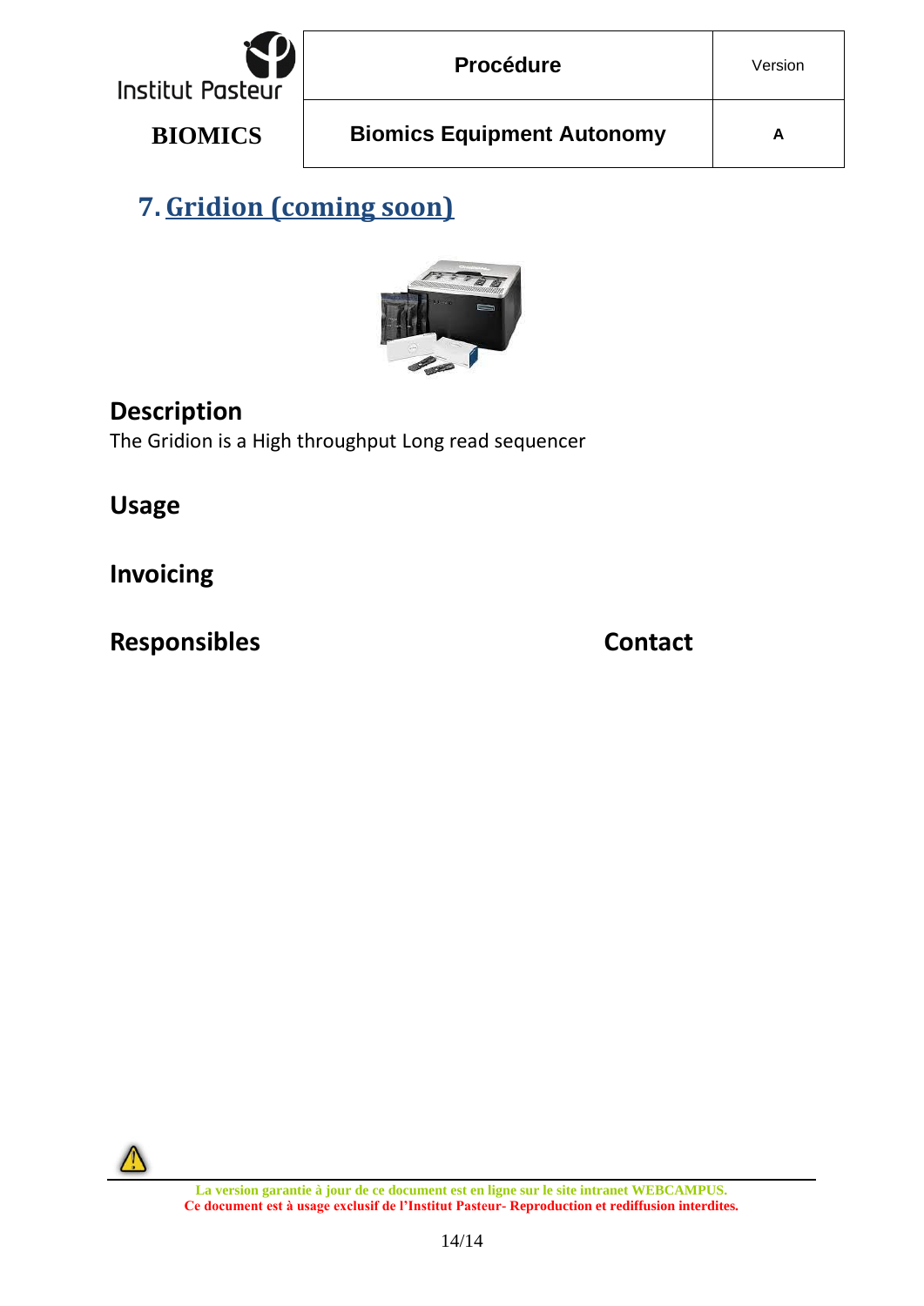## 7. Gridion (coming soon)

### Description

The Gridion is a High throughput Long read sequencer

### Usage

### Invoicing

### Responsibles

### Contact

La version garantie à jour de ce document est en ligne sur le site intranet WEBCAMPUS.
Ce document est à usage exclusif de l'Institut Pasteur- Reproduction et rediffusion interdites.